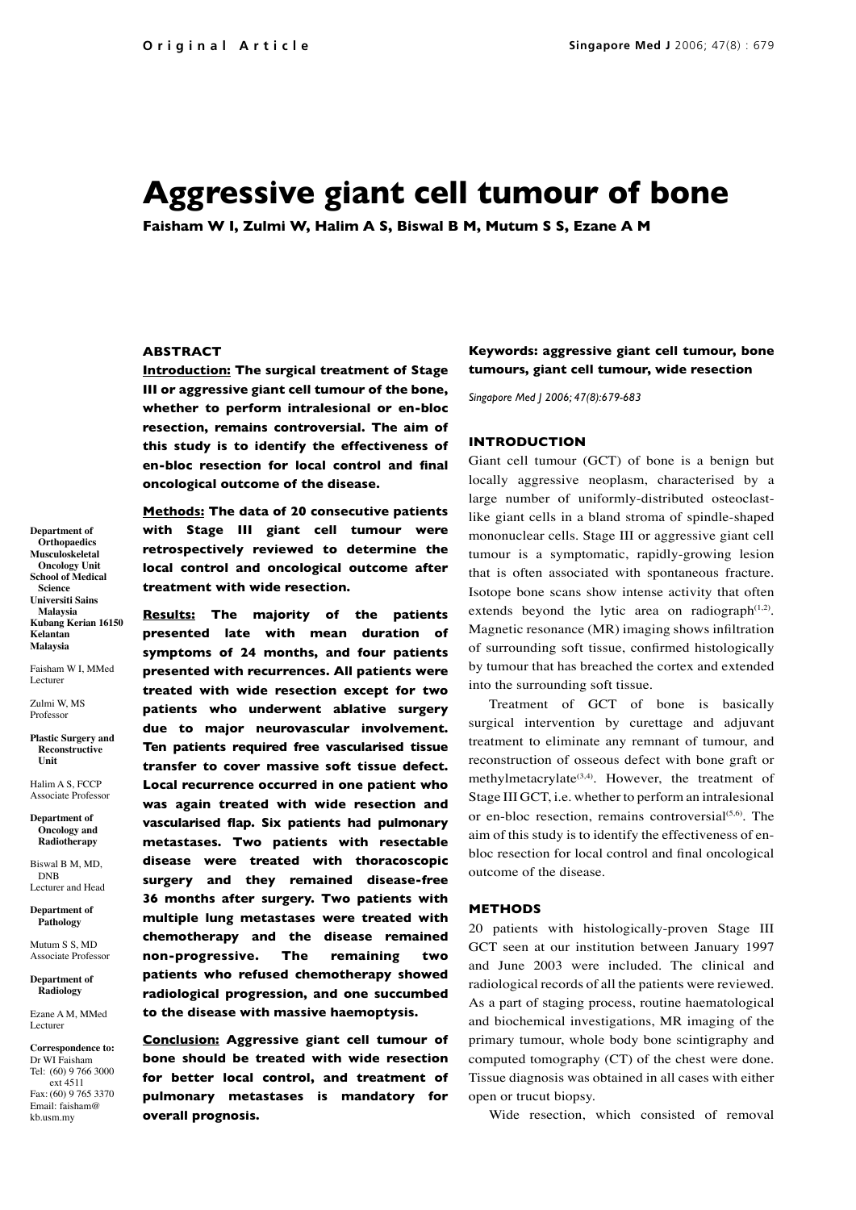# Aggressive giant cell tumour of bone

**Faisham W I, Zulmi W, Halim A S, Biswal B M, Mutum S S, Ezane A M**

### ABSTRACT

**Introduction:** **The surgical treatment of Stage III or aggressive giant cell tumour of the bone, whether to perform intralesional or en-bloc resection, remains controversial. The aim of this study is to identify the effectiveness of en-bloc resection for local control and final oncological outcome of the disease.**

**Methods:** **The data of 20 consecutive patients with Stage III giant cell tumour were retrospectively reviewed to determine the local control and oncological outcome after treatment with wide resection.**

**Results:** **The majority of the patients presented late with mean duration of symptoms of 24 months, and four patients presented with recurrences. All patients were treated with wide resection except for two patients who underwent ablative surgery due to major neurovascular involvement. Ten patients required free vascularised tissue transfer to cover massive soft tissue defect. Local recurrence occurred in one patient who was again treated with wide resection and vascularised flap. Six patients had pulmonary metastases. Two patients with resectable disease were treated with thoracoscopic surgery and they remained disease-free 36 months after surgery. Two patients with multiple lung metastases were treated with chemotherapy and the disease remained non-progressive. The remaining two patients who refused chemotherapy showed radiological progression, and one succumbed to the disease with massive haemoptysis.**

**Conclusion:** **Aggressive giant cell tumour of bone should be treated with wide resection for better local control, and treatment of pulmonary metastases is mandatory for overall prognosis.**

**Keywords: aggressive giant cell tumour, bone tumours, giant cell tumour, wide resection**

*Singapore Med J 2006; 47(8):679-683*

Department of Orthopaedics
Musculoskeletal Oncology Unit
School of Medical Science
Universiti Sains Malaysia
Kubang Kerian 16150
Kelantan
Malaysia

Faisham W I, MMed
Lecturer

Zulmi W, MS
Professor

Plastic Surgery and Reconstructive Unit

Halim A S, FCCP
Associate Professor

Department of Oncology and Radiotherapy

Biswal B M, MD, DNB
Lecturer and Head

Department of Pathology

Mutum S S, MD
Associate Professor

Department of Radiology

Ezane A M, MMed
Lecturer

Correspondence to:
Dr WI Faisham
Tel: (60) 9 766 3000 ext 4511
Fax: (60) 9 765 3370
Email: faisham@kb.usm.my

### INTRODUCTION

Giant cell tumour (GCT) of bone is a benign but locally aggressive neoplasm, characterised by a large number of uniformly-distributed osteoclast-like giant cells in a bland stroma of spindle-shaped mononuclear cells. Stage III or aggressive giant cell tumour is a symptomatic, rapidly-growing lesion that is often associated with spontaneous fracture. Isotope bone scans show intense activity that often extends beyond the lytic area on radiograph[1,2]. Magnetic resonance (MR) imaging shows infiltration of surrounding soft tissue, confirmed histologically by tumour that has breached the cortex and extended into the surrounding soft tissue.

Treatment of GCT of bone is basically surgical intervention by curettage and adjuvant treatment to eliminate any remnant of tumour, and reconstruction of osseous defect with bone graft or methylmetacrylate[3,4]. However, the treatment of Stage III GCT, i.e. whether to perform an intralesional or en-bloc resection, remains controversial[5,6]. The aim of this study is to identify the effectiveness of en-bloc resection for local control and final oncological outcome of the disease.

### METHODS

20 patients with histologically-proven Stage III GCT seen at our institution between January 1997 and June 2003 were included. The clinical and radiological records of all the patients were reviewed. As a part of staging process, routine haematological and biochemical investigations, MR imaging of the primary tumour, whole body bone scintigraphy and computed tomography (CT) of the chest were done. Tissue diagnosis was obtained in all cases with either open or trucut biopsy.

Wide resection, which consisted of removal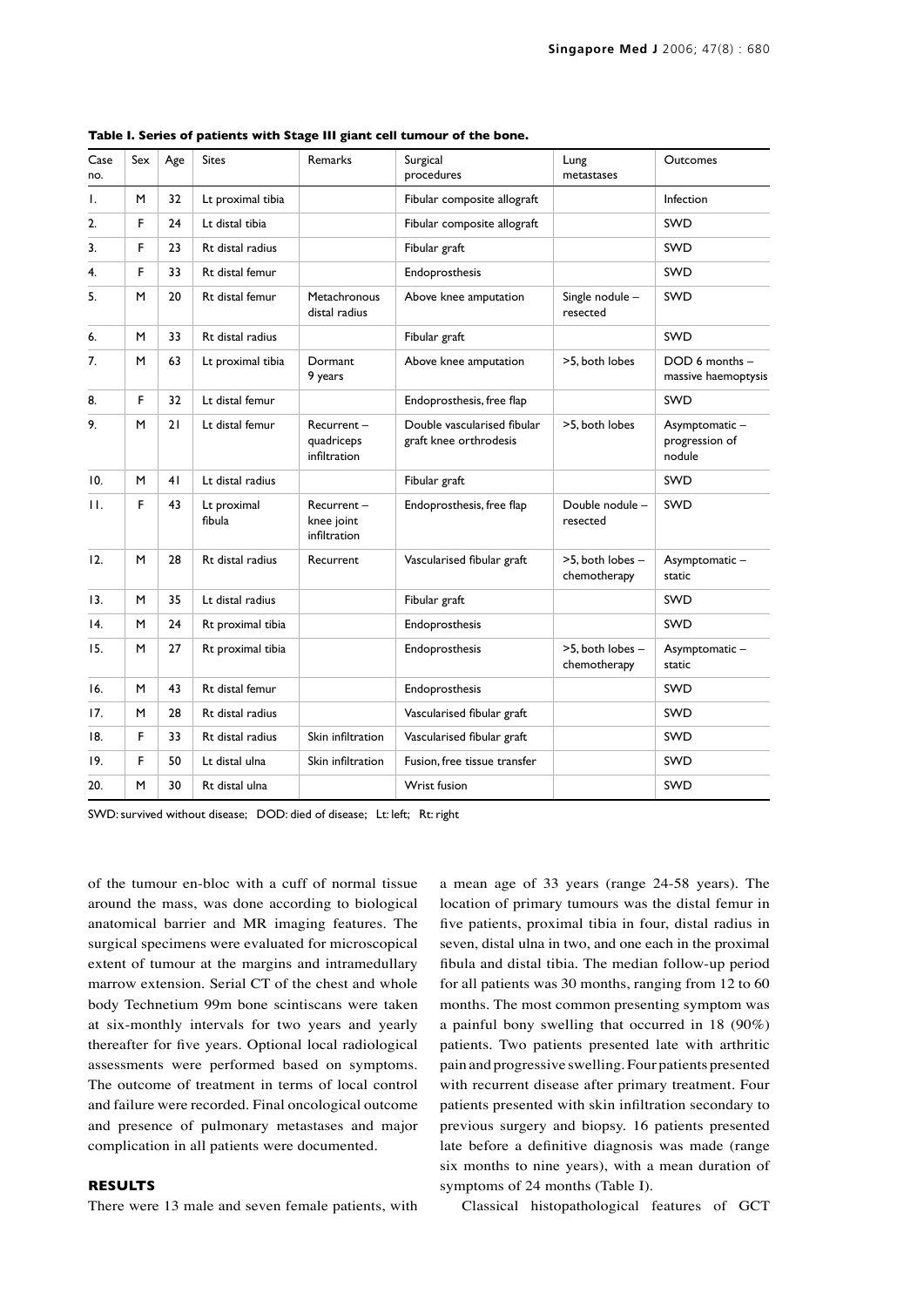**Table I. Series of patients with Stage III giant cell tumour of the bone.**

| Case no. | Sex | Age | Sites | Remarks | Surgical procedures | Lung metastases | Outcomes |
|---|---|---|---|---|---|---|---|
| 1. | M | 32 | Lt proximal tibia | | Fibular composite allograft | | Infection |
| 2. | F | 24 | Lt distal tibia | | Fibular composite allograft | | SWD |
| 3. | F | 23 | Rt distal radius | | Fibular graft | | SWD |
| 4. | F | 33 | Rt distal femur | | Endoprosthesis | | SWD |
| 5. | M | 20 | Rt distal femur | Metachronous distal radius | Above knee amputation | Single nodule – resected | SWD |
| 6. | M | 33 | Rt distal radius | | Fibular graft | | SWD |
| 7. | M | 63 | Lt proximal tibia | Dormant 9 years | Above knee amputation | >5, both lobes | DOD 6 months – massive haemoptysis |
| 8. | F | 32 | Lt distal femur | | Endoprosthesis, free flap | | SWD |
| 9. | M | 21 | Lt distal femur | Recurrent – quadriceps infiltration | Double vascularised fibular graft knee orthrodesis | >5, both lobes | Asymptomatic – progression of nodule |
| 10. | M | 41 | Lt distal radius | | Fibular graft | | SWD |
| 11. | F | 43 | Lt proximal fibula | Recurrent – knee joint infiltration | Endoprosthesis, free flap | Double nodule – resected | SWD |
| 12. | M | 28 | Rt distal radius | Recurrent | Vascularised fibular graft | >5, both lobes – chemotherapy | Asymptomatic – static |
| 13. | M | 35 | Lt distal radius | | Fibular graft | | SWD |
| 14. | M | 24 | Rt proximal tibia | | Endoprosthesis | | SWD |
| 15. | M | 27 | Rt proximal tibia | | Endoprosthesis | >5, both lobes – chemotherapy | Asymptomatic – static |
| 16. | M | 43 | Rt distal femur | | Endoprosthesis | | SWD |
| 17. | M | 28 | Rt distal radius | | Vascularised fibular graft | | SWD |
| 18. | F | 33 | Rt distal radius | Skin infiltration | Vascularised fibular graft | | SWD |
| 19. | F | 50 | Lt distal ulna | Skin infiltration | Fusion, free tissue transfer | | SWD |
| 20. | M | 30 | Rt distal ulna | | Wrist fusion | | SWD |

SWD: survived without disease; DOD: died of disease; Lt: left; Rt: right

of the tumour en-bloc with a cuff of normal tissue around the mass, was done according to biological anatomical barrier and MR imaging features. The surgical specimens were evaluated for microscopical extent of tumour at the margins and intramedullary marrow extension. Serial CT of the chest and whole body Technetium 99m bone scintiscans were taken at six-monthly intervals for two years and yearly thereafter for five years. Optional local radiological assessments were performed based on symptoms. The outcome of treatment in terms of local control and failure were recorded. Final oncological outcome and presence of pulmonary metastases and major complication in all patients were documented.

## RESULTS

There were 13 male and seven female patients, with a mean age of 33 years (range 24-58 years). The location of primary tumours was the distal femur in five patients, proximal tibia in four, distal radius in seven, distal ulna in two, and one each in the proximal fibula and distal tibia. The median follow-up period for all patients was 30 months, ranging from 12 to 60 months. The most common presenting symptom was a painful bony swelling that occurred in 18 (90%) patients. Two patients presented late with arthritic pain and progressive swelling. Four patients presented with recurrent disease after primary treatment. Four patients presented with skin infiltration secondary to previous surgery and biopsy. 16 patients presented late before a definitive diagnosis was made (range six months to nine years), with a mean duration of symptoms of 24 months (Table I).

Classical histopathological features of GCT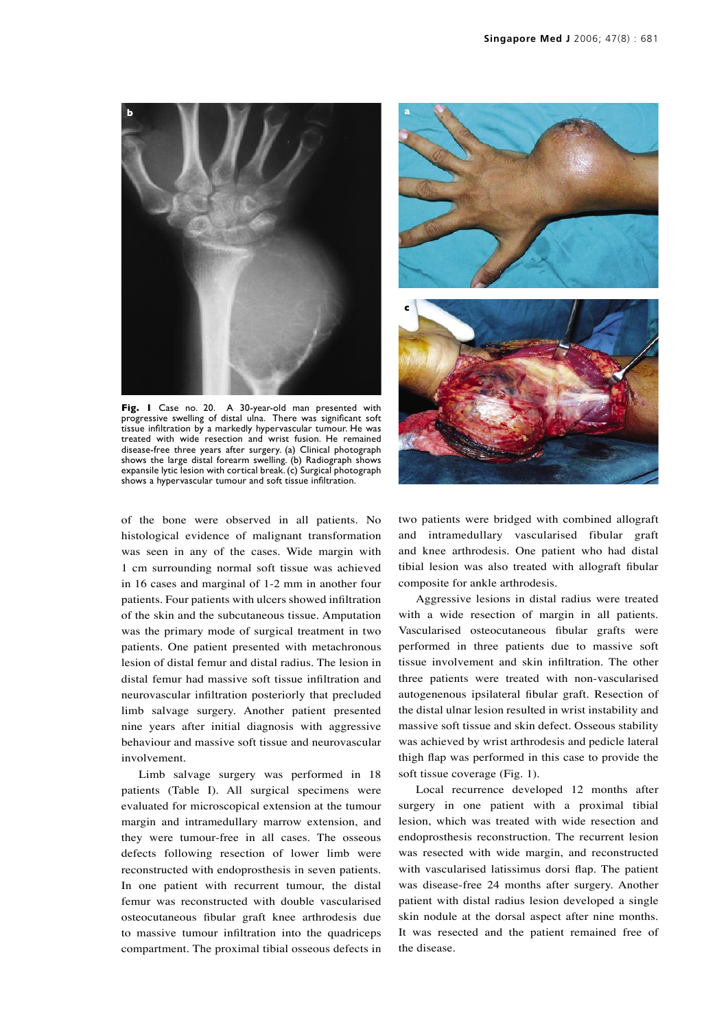**Fig. 1** Case no. 20. A 30-year-old man presented with progressive swelling of distal ulna. There was significant soft tissue infiltration by a markedly hypervascular tumour. He was treated with wide resection and wrist fusion. He remained disease-free three years after surgery. (a) Clinical photograph shows the large distal forearm swelling. (b) Radiograph shows expansile lytic lesion with cortical break. (c) Surgical photograph shows a hypervascular tumour and soft tissue infiltration.

of the bone were observed in all patients. No histological evidence of malignant transformation was seen in any of the cases. Wide margin with 1 cm surrounding normal soft tissue was achieved in 16 cases and marginal of 1-2 mm in another four patients. Four patients with ulcers showed infiltration of the skin and the subcutaneous tissue. Amputation was the primary mode of surgical treatment in two patients. One patient presented with metachronous lesion of distal femur and distal radius. The lesion in distal femur had massive soft tissue infiltration and neurovascular infiltration posteriorly that precluded limb salvage surgery. Another patient presented nine years after initial diagnosis with aggressive behaviour and massive soft tissue and neurovascular involvement.

Limb salvage surgery was performed in 18 patients (Table I). All surgical specimens were evaluated for microscopical extension at the tumour margin and intramedullary marrow extension, and they were tumour-free in all cases. The osseous defects following resection of lower limb were reconstructed with endoprosthesis in seven patients. In one patient with recurrent tumour, the distal femur was reconstructed with double vascularised osteocutaneous fibular graft knee arthrodesis due to massive tumour infiltration into the quadriceps compartment. The proximal tibial osseous defects in two patients were bridged with combined allograft and intramedullary vascularised fibular graft and knee arthrodesis. One patient who had distal tibial lesion was also treated with allograft fibular composite for ankle arthrodesis.

Aggressive lesions in distal radius were treated with a wide resection of margin in all patients. Vascularised osteocutaneous fibular grafts were performed in three patients due to massive soft tissue involvement and skin infiltration. The other three patients were treated with non-vascularised autogenenous ipsilateral fibular graft. Resection of the distal ulnar lesion resulted in wrist instability and massive soft tissue and skin defect. Osseous stability was achieved by wrist arthrodesis and pedicle lateral thigh flap was performed in this case to provide the soft tissue coverage (Fig. 1).

Local recurrence developed 12 months after surgery in one patient with a proximal tibial lesion, which was treated with wide resection and endoprosthesis reconstruction. The recurrent lesion was resected with wide margin, and reconstructed with vascularised latissimus dorsi flap. The patient was disease-free 24 months after surgery. Another patient with distal radius lesion developed a single skin nodule at the dorsal aspect after nine months. It was resected and the patient remained free of the disease.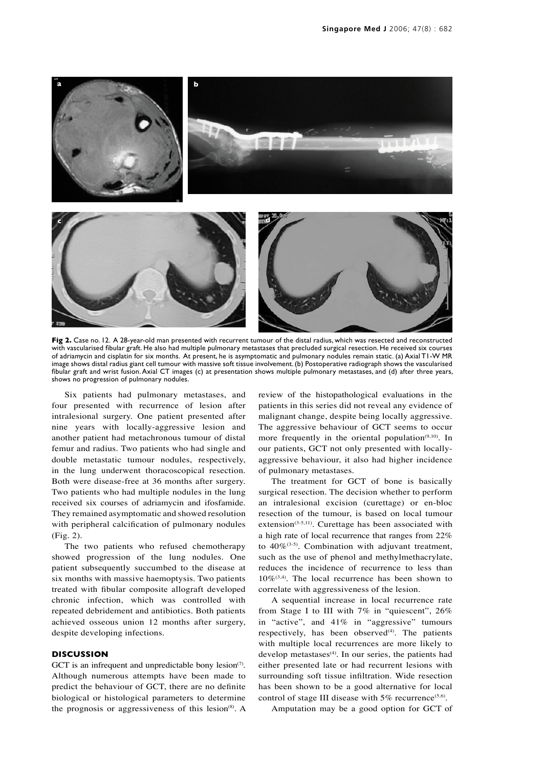**Fig 2.** Case no. 12. A 28-year-old man presented with recurrent tumour of the distal radius, which was resected and reconstructed with vascularised fibular graft. He also had multiple pulmonary metastases that precluded surgical resection. He received six courses of adriamycin and cisplatin for six months. At present, he is asymptomatic and pulmonary nodules remain static. (a) Axial T1-W MR image shows distal radius giant cell tumour with massive soft tissue involvement. (b) Postoperative radiograph shows the vascularised fibular graft and wrist fusion. Axial CT images (c) at presentation shows multiple pulmonary metastases, and (d) after three years, shows no progression of pulmonary nodules.

Six patients had pulmonary metastases, and four presented with recurrence of lesion after intralesional surgery. One patient presented after nine years with locally-aggressive lesion and another patient had metachronous tumour of distal femur and radius. Two patients who had single and double metastatic tumour nodules, respectively, in the lung underwent thoracoscopical resection. Both were disease-free at 36 months after surgery. Two patients who had multiple nodules in the lung received six courses of adriamycin and ifosfamide. They remained asymptomatic and showed resolution with peripheral calcification of pulmonary nodules (Fig. 2).

The two patients who refused chemotherapy showed progression of the lung nodules. One patient subsequently succumbed to the disease at six months with massive haemoptysis. Two patients treated with fibular composite allograft developed chronic infection, which was controlled with repeated debridement and antibiotics. Both patients achieved osseous union 12 months after surgery, despite developing infections.

## DISCUSSION

GCT is an infrequent and unpredictable bony lesion[7]. Although numerous attempts have been made to predict the behaviour of GCT, there are no definite biological or histological parameters to determine the prognosis or aggressiveness of this lesion[8]. A review of the histopathological evaluations in the patients in this series did not reveal any evidence of malignant change, despite being locally aggressive. The aggressive behaviour of GCT seems to occur more frequently in the oriental population[9,10]. In our patients, GCT not only presented with locally-aggressive behaviour, it also had higher incidence of pulmonary metastases.

The treatment for GCT of bone is basically surgical resection. The decision whether to perform an intralesional excision (curettage) or en-bloc resection of the tumour, is based on local tumour extension[3-5,11]. Curettage has been associated with a high rate of local recurrence that ranges from 22% to 40%[3-5]. Combination with adjuvant treatment, such as the use of phenol and methylmethacrylate, reduces the incidence of recurrence to less than 10%[3,4]. The local recurrence has been shown to correlate with aggressiveness of the lesion.

A sequential increase in local recurrence rate from Stage I to III with 7% in "quiescent", 26% in "active", and 41% in "aggressive" tumours respectively, has been observed[4]. The patients with multiple local recurrences are more likely to develop metastases[4]. In our series, the patients had either presented late or had recurrent lesions with surrounding soft tissue infiltration. Wide resection has been shown to be a good alternative for local control of stage III disease with 5% recurrence[5,6].

Amputation may be a good option for GCT of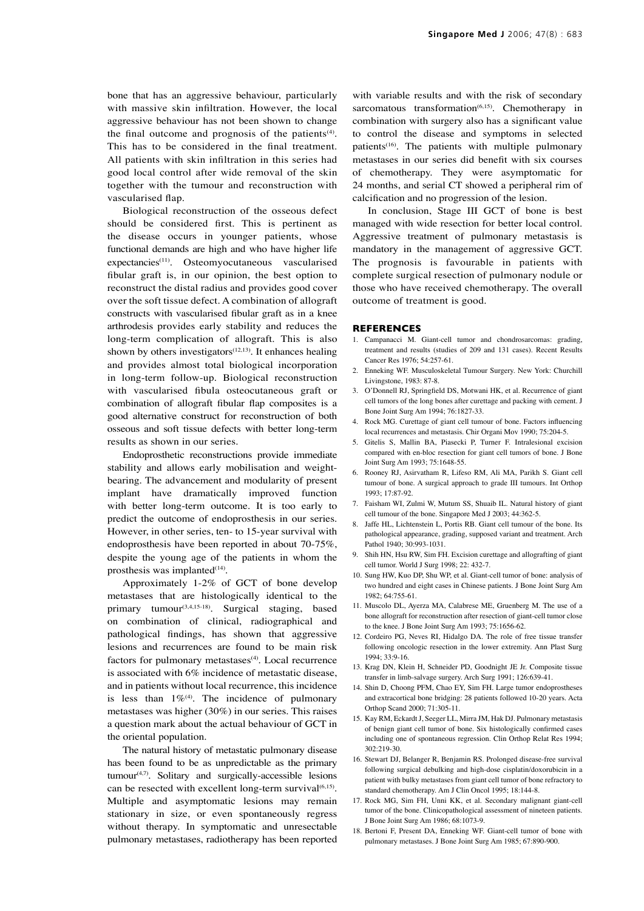bone that has an aggressive behaviour, particularly with massive skin infiltration. However, the local aggressive behaviour has not been shown to change the final outcome and prognosis of the patients[4]. This has to be considered in the final treatment. All patients with skin infiltration in this series had good local control after wide removal of the skin together with the tumour and reconstruction with vascularised flap.

Biological reconstruction of the osseous defect should be considered first. This is pertinent as the disease occurs in younger patients, whose functional demands are high and who have higher life expectancies[11]. Osteomyocutaneous vascularised fibular graft is, in our opinion, the best option to reconstruct the distal radius and provides good cover over the soft tissue defect. A combination of allograft constructs with vascularised fibular graft as in a knee arthrodesis provides early stability and reduces the long-term complication of allograft. This is also shown by others investigators[12,13]. It enhances healing and provides almost total biological incorporation in long-term follow-up. Biological reconstruction with vascularised fibula osteocutaneous graft or combination of allograft fibular flap composites is a good alternative construct for reconstruction of both osseous and soft tissue defects with better long-term results as shown in our series.

Endoprosthetic reconstructions provide immediate stability and allows early mobilisation and weight-bearing. The advancement and modularity of present implant have dramatically improved function with better long-term outcome. It is too early to predict the outcome of endoprosthesis in our series. However, in other series, ten- to 15-year survival with endoprosthesis have been reported in about 70-75%, despite the young age of the patients in whom the prosthesis was implanted[14].

Approximately 1-2% of GCT of bone develop metastases that are histologically identical to the primary tumour[3,4,15-18]. Surgical staging, based on combination of clinical, radiographical and pathological findings, has shown that aggressive lesions and recurrences are found to be main risk factors for pulmonary metastases[4]. Local recurrence is associated with 6% incidence of metastatic disease, and in patients without local recurrence, this incidence is less than 1%[4]. The incidence of pulmonary metastases was higher (30%) in our series. This raises a question mark about the actual behaviour of GCT in the oriental population.

The natural history of metastatic pulmonary disease has been found to be as unpredictable as the primary tumour[4,7]. Solitary and surgically-accessible lesions can be resected with excellent long-term survival[6,15]. Multiple and asymptomatic lesions may remain stationary in size, or even spontaneously regress without therapy. In symptomatic and unresectable pulmonary metastases, radiotherapy has been reported with variable results and with the risk of secondary sarcomatous transformation[6,15]. Chemotherapy in combination with surgery also has a significant value to control the disease and symptoms in selected patients[16]. The patients with multiple pulmonary metastases in our series did benefit with six courses of chemotherapy. They were asymptomatic for 24 months, and serial CT showed a peripheral rim of calcification and no progression of the lesion.

In conclusion, Stage III GCT of bone is best managed with wide resection for better local control. Aggressive treatment of pulmonary metastasis is mandatory in the management of aggressive GCT. The prognosis is favourable in patients with complete surgical resection of pulmonary nodule or those who have received chemotherapy. The overall outcome of treatment is good.

## REFERENCES

1. Campanacci M. Giant-cell tumor and chondrosarcomas: grading, treatment and results (studies of 209 and 131 cases). Recent Results Cancer Res 1976; 54:257-61.
2. Enneking WF. Musculoskeletal Tumour Surgery. New York: Churchill Livingstone, 1983: 87-8.
3. O'Donnell RJ, Springfield DS, Motwani HK, et al. Recurrence of giant cell tumors of the long bones after curettage and packing with cement. J Bone Joint Surg Am 1994; 76:1827-33.
4. Rock MG. Curettage of giant cell tumour of bone. Factors influencing local recurrences and metastasis. Chir Organi Mov 1990; 75:204-5.
5. Gitelis S, Mallin BA, Piasecki P, Turner F. Intralesional excision compared with en-bloc resection for giant cell tumors of bone. J Bone Joint Surg Am 1993; 75:1648-55.
6. Rooney RJ, Asirvatham R, Lifeso RM, Ali MA, Parikh S. Giant cell tumour of bone. A surgical approach to grade III tumours. Int Orthop 1993; 17:87-92.
7. Faisham WI, Zulmi W, Mutum SS, Shuaib IL. Natural history of giant cell tumour of the bone. Singapore Med J 2003; 44:362-5.
8. Jaffe HL, Lichtenstein L, Portis RB. Giant cell tumour of the bone. Its pathological appearance, grading, supposed variant and treatment. Arch Pathol 1940; 30:993-1031.
9. Shih HN, Hsu RW, Sim FH. Excision curettage and allografting of giant cell tumor. World J Surg 1998; 22: 432-7.
10. Sung HW, Kuo DP, Shu WP, et al. Giant-cell tumor of bone: analysis of two hundred and eight cases in Chinese patients. J Bone Joint Surg Am 1982; 64:755-61.
11. Muscolo DL, Ayerza MA, Calabrese ME, Gruenberg M. The use of a bone allograft for reconstruction after resection of giant-cell tumor close to the knee. J Bone Joint Surg Am 1993; 75:1656-62.
12. Cordeiro PG, Neves RI, Hidalgo DA. The role of free tissue transfer following oncologic resection in the lower extremity. Ann Plast Surg 1994; 33:9-16.
13. Krag DN, Klein H, Schneider PD, Goodnight JE Jr. Composite tissue transfer in limb-salvage surgery. Arch Surg 1991; 126:639-41.
14. Shin D, Choong PFM, Chao EY, Sim FH. Large tumor endoprostheses and extracortical bone bridging: 28 patients followed 10-20 years. Acta Orthop Scand 2000; 71:305-11.
15. Kay RM, Eckardt J, Seeger LL, Mirra JM, Hak DJ. Pulmonary metastasis of benign giant cell tumor of bone. Six histologically confirmed cases including one of spontaneous regression. Clin Orthop Relat Res 1994; 302:219-30.
16. Stewart DJ, Belanger R, Benjamin RS. Prolonged disease-free survival following surgical debulking and high-dose cisplatin/doxorubicin in a patient with bulky metastases from giant cell tumor of bone refractory to standard chemotherapy. Am J Clin Oncol 1995; 18:144-8.
17. Rock MG, Sim FH, Unni KK, et al. Secondary malignant giant-cell tumor of the bone. Clinicopathological assessment of nineteen patients. J Bone Joint Surg Am 1986; 68:1073-9.
18. Bertoni F, Present DA, Enneking WF. Giant-cell tumor of bone with pulmonary metastases. J Bone Joint Surg Am 1985; 67:890-900.